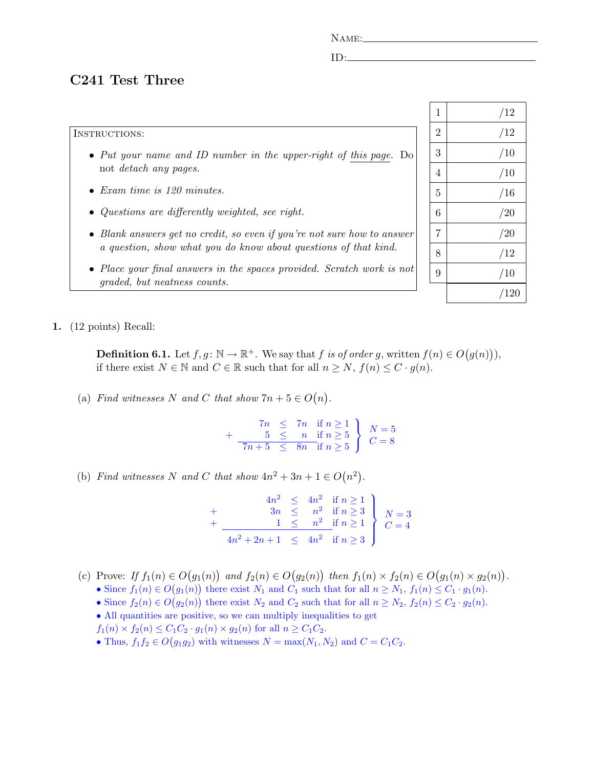NAME: ____________________

ID: ____________________

## C241 Test Three

| | |
|---|---|
| 1 | /12 |
| 2 | /12 |
| 3 | /10 |
| 4 | /10 |
| 5 | /16 |
| 6 | /20 |
| 7 | /20 |
| 8 | /12 |
| 9 | /10 |
| | /120 |

INSTRUCTIONS:

- *Put your name and ID number in the upper-right of this page. Do not detach any pages.*
- *Exam time is 120 minutes.*
- *Questions are differently weighted, see right.*
- *Blank answers get no credit, so even if you're not sure how to answer a question, show what you do know about questions of that kind.*
- *Place your final answers in the spaces provided. Scratch work is not graded, but neatness counts.*

**1.** (12 points) Recall:

> **Definition 6.1.** Let $f, g\colon \mathbb{N} \to \mathbb{R}^+$. We say that $f$ *is of order* $g$, written $f(n) \in O\big(g(n)\big)$, if there exist $N \in \mathbb{N}$ and $C \in \mathbb{R}$ such that for all $n \geq N$, $f(n) \leq C \cdot g(n)$.

(a) *Find witnesses $N$ and $C$ that show $7n + 5 \in O\big(n\big)$.*

$$\begin{array}{rrcll} & 7n & \leq & 7n & \text{if } n \geq 1 \\ + & 5 & \leq & n & \text{if } n \geq 5 \\ \hline & 7n+5 & \leq & 8n & \text{if } n \geq 5 \end{array} \quad \left. \right\} \begin{array}{l} N = 5 \\ C = 8 \end{array}$$

(b) *Find witnesses $N$ and $C$ that show $4n^2 + 3n + 1 \in O\big(n^2\big)$.*

$$\begin{array}{rrcll} & 4n^2 & \leq & 4n^2 & \text{if } n \geq 1 \\ + & 3n & \leq & n^2 & \text{if } n \geq 3 \\ + & 1 & \leq & n^2 & \text{if } n \geq 1 \\ \hline & 4n^2+2n+1 & \leq & 4n^2 & \text{if } n \geq 3 \end{array} \quad \left. \right\} \begin{array}{l} N = 3 \\ C = 4 \end{array}$$

(c) Prove: *If $f_1(n) \in O\big(g_1(n)\big)$ and $f_2(n) \in O\big(g_2(n)\big)$ then $f_1(n) \times f_2(n) \in O\big(g_1(n) \times g_2(n)\big)$.*

- Since $f_1(n) \in O\big(g_1(n)\big)$ there exist $N_1$ and $C_1$ such that for all $n \geq N_1$, $f_1(n) \leq C_1 \cdot g_1(n)$.
- Since $f_2(n) \in O\big(g_2(n)\big)$ there exist $N_2$ and $C_2$ such that for all $n \geq N_2$, $f_2(n) \leq C_2 \cdot g_2(n)$.
- All quantities are positive, so we can multiply inequalities to get $f_1(n) \times f_2(n) \leq C_1 C_2 \cdot g_1(n) \times g_2(n)$ for all $n \geq C_1 C_2$.
- Thus, $f_1 f_2 \in O\big(g_1 g_2\big)$ with witnesses $N = \max(N_1, N_2)$ and $C = C_1 C_2$.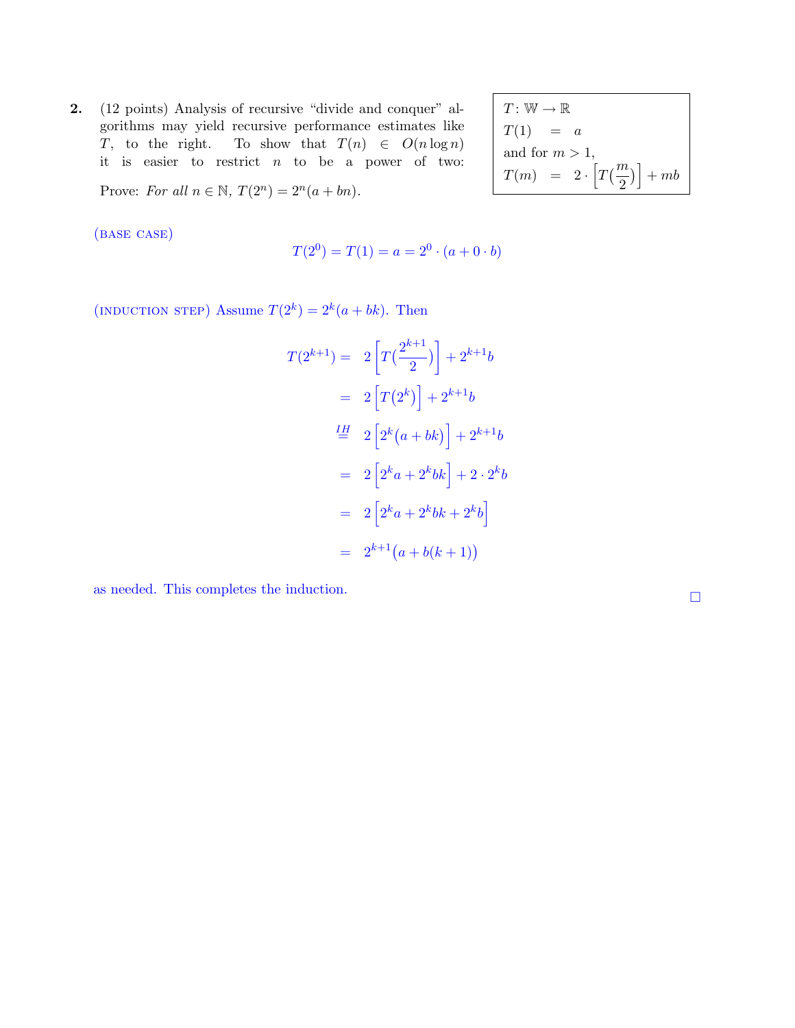**2.** (12 points) Analysis of recursive "divide and conquer" algorithms may yield recursive performance estimates like $T$, to the right. To show that $T(n) \in O(n \log n)$ it is easier to restrict $n$ to be a power of two:

$$
\begin{aligned}
&T : \mathbb{W} \to \mathbb{R} \\
&T(1) \quad = \quad a \\
&\text{and for } m > 1, \\
&T(m) \quad = \quad 2 \cdot \left[T\left(\frac{m}{2}\right)\right] + mb
\end{aligned}
$$

Prove: *For all $n \in \mathbb{N}$, $T(2^n) = 2^n(a + bn)$.*

(BASE CASE)

$$T(2^0) = T(1) = a = 2^0 \cdot (a + 0 \cdot b)$$

(INDUCTION STEP) Assume $T(2^k) = 2^k(a + bk)$. Then

$$
\begin{aligned}
T(2^{k+1}) &= 2\left[T\left(\frac{2^{k+1}}{2}\right)\right] + 2^{k+1}b \\
&= 2\left[T\left(2^k\right)\right] + 2^{k+1}b \\
&\overset{IH}{=} 2\left[2^k\left(a + bk\right)\right] + 2^{k+1}b \\
&= 2\left[2^k a + 2^k bk\right] + 2 \cdot 2^k b \\
&= 2\left[2^k a + 2^k bk + 2^k b\right] \\
&= 2^{k+1}\left(a + b(k+1)\right)
\end{aligned}
$$

as needed. This completes the induction. □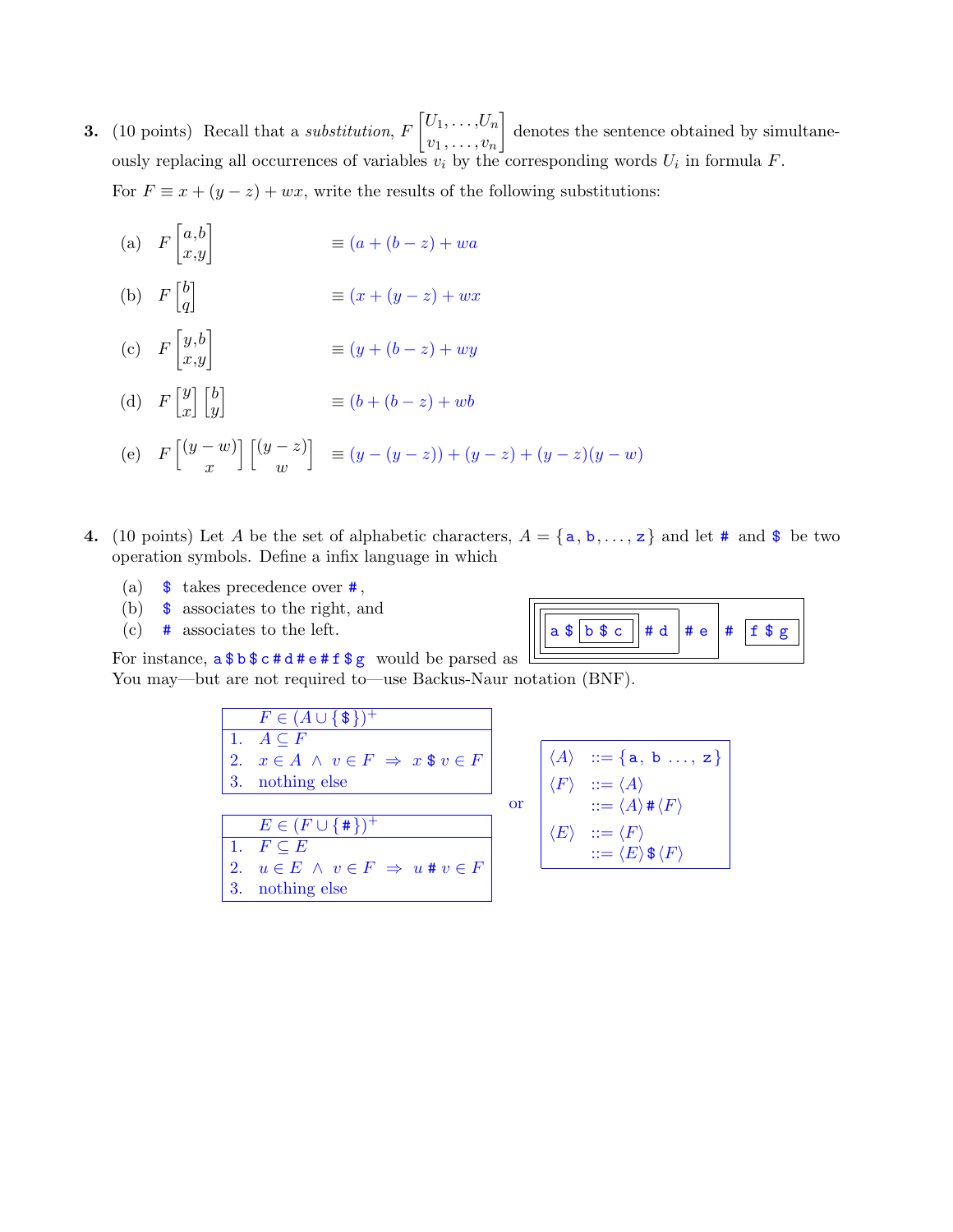**3.** (10 points) Recall that a *substitution*, $F\begin{bmatrix} U_1, \ldots, U_n \\ v_1, \ldots, v_n \end{bmatrix}$ denotes the sentence obtained by simultaneously replacing all occurrences of variables $v_i$ by the corresponding words $U_i$ in formula $F$.

For $F \equiv x + (y - z) + wx$, write the results of the following substitutions:

(a) $F\begin{bmatrix} a,b \\ x,y \end{bmatrix} \equiv (a + (b - z) + wa$

(b) $F\begin{bmatrix} b \\ q \end{bmatrix} \equiv (x + (y - z) + wx$

(c) $F\begin{bmatrix} y,b \\ x,y \end{bmatrix} \equiv (y + (b - z) + wy$

(d) $F\begin{bmatrix} y \\ x \end{bmatrix}\begin{bmatrix} b \\ y \end{bmatrix} \equiv (b + (b - z) + wb$

(e) $F\begin{bmatrix} (y - w) \\ x \end{bmatrix}\begin{bmatrix} (y - z) \\ w \end{bmatrix} \equiv (y - (y - z)) + (y - z) + (y - z)(y - w)$

**4.** (10 points) Let $A$ be the set of alphabetic characters, $A = \{\texttt{a}, \texttt{b}, \ldots, \texttt{z}\}$ and let `#` and `$` be two operation symbols. Define a infix language in which

(a) `$` takes precedence over `#`,
(b) `$` associates to the right, and
(c) `#` associates to the left.

For instance, `a$b$c#d#e#f$g` would be parsed as `[[[a $ [b $ c]] # d] # e] # [f $ g]`

You may—but are not required to—use Backus-Naur notation (BNF).

| | $F \in (A \cup \{\texttt{\$}\})^+$ |
|---|---|
| 1. | $A \subseteq F$ |
| 2. | $x \in A \ \wedge \ v \in F \ \Rightarrow \ x\,\texttt{\$}\,v \in F$ |
| 3. | nothing else |

| | $E \in (F \cup \{\texttt{\#}\})^+$ |
|---|---|
| 1. | $F \subseteq E$ |
| 2. | $u \in E \ \wedge \ v \in F \ \Rightarrow \ u\,\texttt{\#}\,v \in F$ |
| 3. | nothing else |

or

```
⟨A⟩  ::= {a, b ..., z}
⟨F⟩  ::= ⟨A⟩
     ::= ⟨A⟩#⟨F⟩
⟨E⟩  ::= ⟨F⟩
     ::= ⟨E⟩$⟨F⟩
```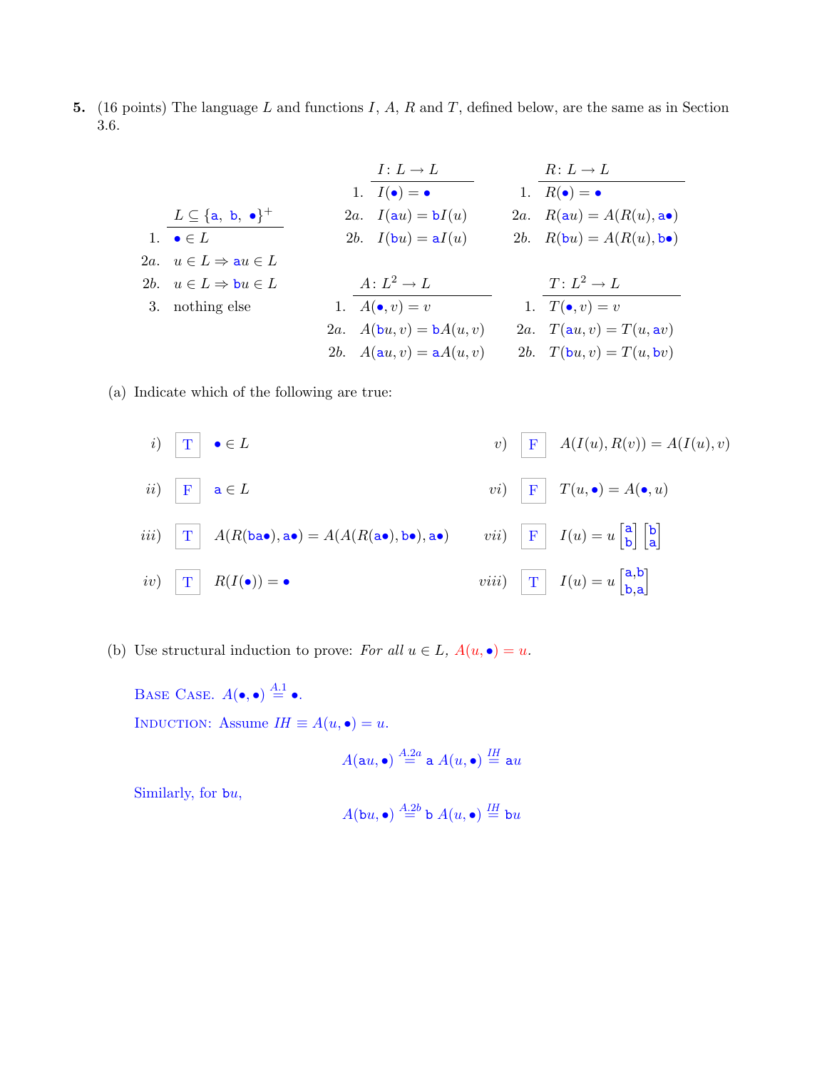**5.** (16 points) The language $L$ and functions $I$, $A$, $R$ and $T$, defined below, are the same as in Section 3.6.

| | $L \subseteq \{\mathtt{a},\ \mathtt{b},\ \bullet\}^+$ |
|---|---|
| 1. | $\bullet \in L$ |
| 2a. | $u \in L \Rightarrow \mathtt{a}u \in L$ |
| 2b. | $u \in L \Rightarrow \mathtt{b}u \in L$ |
| 3. | nothing else |

| | $I : L \to L$ |
|---|---|
| 1. | $I(\bullet) = \bullet$ |
| 2a. | $I(\mathtt{a}u) = \mathtt{b}I(u)$ |
| 2b. | $I(\mathtt{b}u) = \mathtt{a}I(u)$ |

| | $R : L \to L$ |
|---|---|
| 1. | $R(\bullet) = \bullet$ |
| 2a. | $R(\mathtt{a}u) = A(R(u), \mathtt{a}\bullet)$ |
| 2b. | $R(\mathtt{b}u) = A(R(u), \mathtt{b}\bullet)$ |

| | $A : L^2 \to L$ |
|---|---|
| 1. | $A(\bullet, v) = v$ |
| 2a. | $A(\mathtt{b}u, v) = \mathtt{b}A(u, v)$ |
| 2b. | $A(\mathtt{a}u, v) = \mathtt{a}A(u, v)$ |

| | $T : L^2 \to L$ |
|---|---|
| 1. | $T(\bullet, v) = v$ |
| 2a. | $T(\mathtt{a}u, v) = T(u, \mathtt{a}v)$ |
| 2b. | $T(\mathtt{b}u, v) = T(u, \mathtt{b}v)$ |

(a) Indicate which of the following are true:

- *i)* T $\quad \bullet \in L$
- *ii)* F $\quad \mathtt{a} \in L$
- *iii)* T $\quad A(R(\mathtt{ba}\bullet), \mathtt{a}\bullet) = A(A(R(\mathtt{a}\bullet), \mathtt{b}\bullet), \mathtt{a}\bullet)$
- *iv)* T $\quad R(I(\bullet)) = \bullet$
- *v)* F $\quad A(I(u), R(v)) = A(I(u), v)$
- *vi)* F $\quad T(u, \bullet) = A(\bullet, u)$
- *vii)* F $\quad I(u) = u \begin{bmatrix}\mathtt{a}\\ \mathtt{b}\end{bmatrix} \begin{bmatrix}\mathtt{b}\\ \mathtt{a}\end{bmatrix}$
- *viii)* T $\quad I(u) = u \begin{bmatrix}\mathtt{a},\mathtt{b}\\ \mathtt{b},\mathtt{a}\end{bmatrix}$

(b) Use structural induction to prove: *For all $u \in L$, $A(u, \bullet) = u$.*

Base Case. $A(\bullet, \bullet) \overset{A.1}{=} \bullet$.

Induction: Assume $IH \equiv A(u, \bullet) = u$.

$$A(\mathtt{a}u, \bullet) \overset{A.2a}{=} \mathtt{a}\ A(u, \bullet) \overset{IH}{=} \mathtt{a}u$$

Similarly, for $\mathtt{b}u$,

$$A(\mathtt{b}u, \bullet) \overset{A.2b}{=} \mathtt{b}\ A(u, \bullet) \overset{IH}{=} \mathtt{b}u$$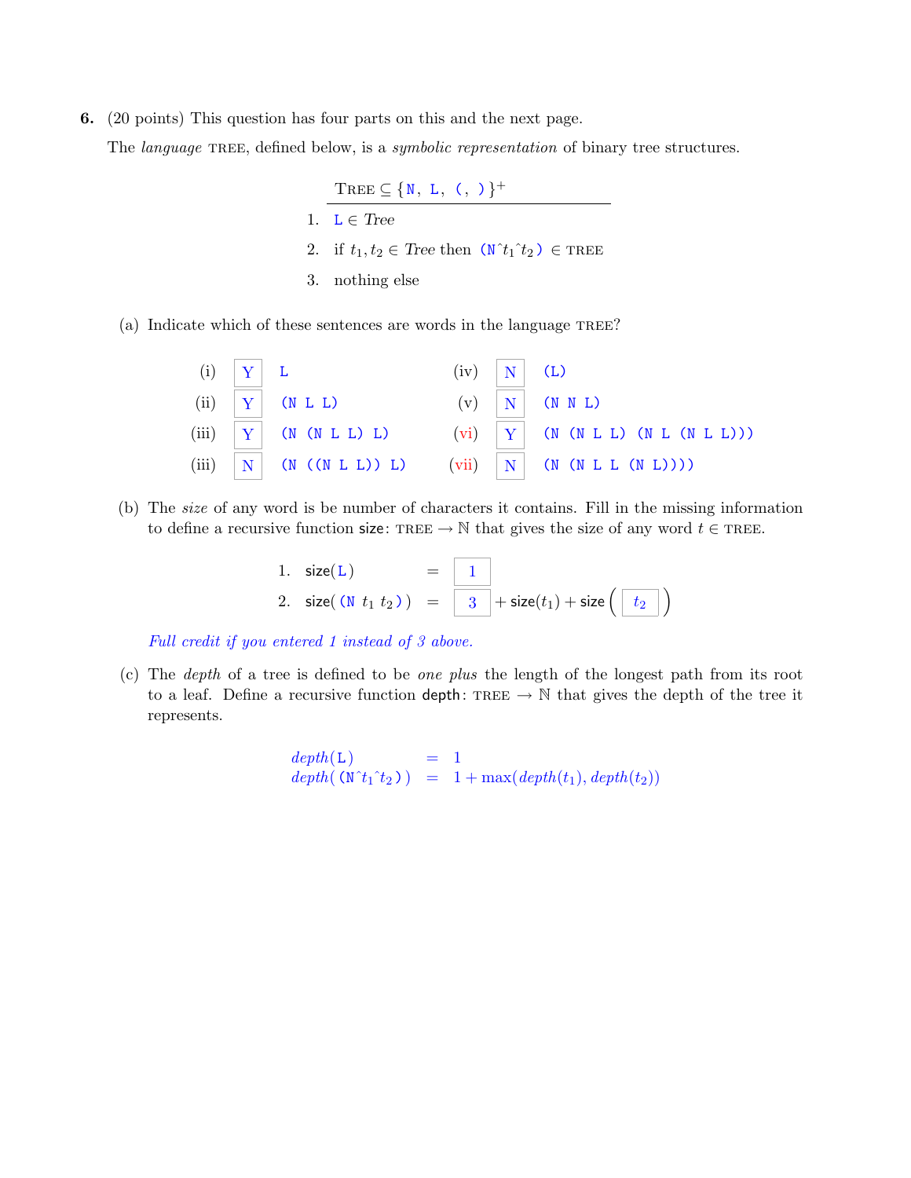**6.** (20 points) This question has four parts on this and the next page.

The *language* TREE, defined below, is a *symbolic representation* of binary tree structures.

TREE $\subseteq$ {N, L, (, )}$^+$

1. L $\in$ *Tree*
2. if $t_1, t_2 \in$ *Tree* then (N^$t_1$^$t_2$) $\in$ TREE
3. nothing else

(a) Indicate which of these sentences are words in the language TREE?

| | | | | | |
|---|---|---|---|---|---|
| (i) | Y | `L` | (iv) | N | `(L)` |
| (ii) | Y | `(N L L)` | (v) | N | `(N N L)` |
| (iii) | Y | `(N (N L L) L)` | (vi) | Y | `(N (N L L) (N L (N L L)))` |
| (iii) | N | `(N ((N L L)) L)` | (vii) | N | `(N (N L L (N L))))` |

(b) The *size* of any word is be number of characters it contains. Fill in the missing information to define a recursive function size: TREE $\rightarrow \mathbb{N}$ that gives the size of any word $t \in$ TREE.

1. size(L) = 1
2. size((N $t_1$ $t_2$)) = 3 + size($t_1$) + size($t_2$)

*Full credit if you entered 1 instead of 3 above.*

(c) The *depth* of a tree is defined to be *one plus* the length of the longest path from its root to a leaf. Define a recursive function depth: TREE $\rightarrow \mathbb{N}$ that gives the depth of the tree it represents.

$$
\begin{aligned}
depth(\texttt{L}) &= 1 \\
depth(\texttt{(N}\hat{\ }t_1\hat{\ }t_2\texttt{)}) &= 1 + \max(depth(t_1), depth(t_2))
\end{aligned}
$$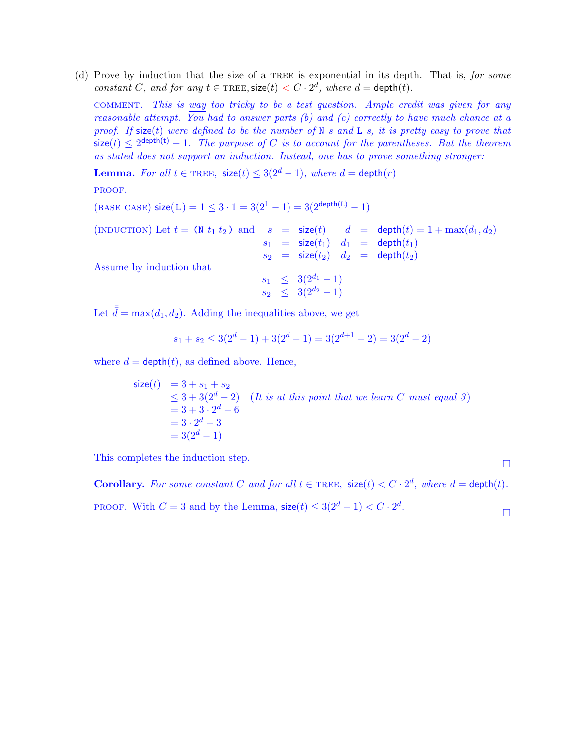(d) Prove by induction that the size of a TREE is exponential in its depth. That is, *for some constant $C$, and for any $t \in$ TREE,* $\mathsf{size}(t) < C \cdot 2^d$, *where $d = \mathsf{depth}(t)$.*

COMMENT. *This is way too tricky to be a test question. Ample credit was given for any reasonable attempt. You had to answer parts (b) and (c) correctly to have much chance at a proof. If* $\mathsf{size}(t)$ *were defined to be the number of* `N` *s and* `L` *s, it is pretty easy to prove that* $\mathsf{size}(t) \le 2^{\mathsf{depth(t)}} - 1$. *The purpose of $C$ is to account for the parentheses. But the theorem as stated does not support an induction. Instead, one has to prove something stronger:*

**Lemma.** *For all $t \in$ TREE,* $\mathsf{size}(t) \le 3(2^d - 1)$, *where* $d = \mathsf{depth}(r)$

PROOF.

(BASE CASE) $\mathsf{size}(\mathtt{L}) = 1 \le 3 \cdot 1 = 3(2^1 - 1) = 3(2^{\mathsf{depth(L)}} - 1)$

(INDUCTION) Let $t = (\mathtt{N}\ t_1\ t_2)$ and

$$\begin{aligned} s &= \mathsf{size}(t) & d &= \mathsf{depth}(t) = 1 + \max(d_1, d_2) \\ s_1 &= \mathsf{size}(t_1) & d_1 &= \mathsf{depth}(t_1) \\ s_2 &= \mathsf{size}(t_2) & d_2 &= \mathsf{depth}(t_2) \end{aligned}$$

Assume by induction that

$$\begin{aligned} s_1 &\le 3(2^{d_1} - 1) \\ s_2 &\le 3(2^{d_2} - 1) \end{aligned}$$

Let $\bar{\bar{d}} = \max(d_1, d_2)$. Adding the inequalities above, we get

$$s_1 + s_2 \le 3(2^{\bar{\bar{d}}} - 1) + 3(2^{\bar{\bar{d}}} - 1) = 3(2^{\bar{\bar{d}}+1} - 2) = 3(2^d - 2)$$

where $d = \mathsf{depth}(t)$, as defined above. Hence,

$$\begin{aligned} \mathsf{size}(t) &= 3 + s_1 + s_2 \\ &\le 3 + 3(2^d - 2) \quad \text{(It is at this point that we learn } C \text{ must equal 3)} \\ &= 3 + 3 \cdot 2^d - 6 \\ &= 3 \cdot 2^d - 3 \\ &= 3(2^d - 1) \end{aligned}$$

This completes the induction step. □

**Corollary.** *For some constant $C$ and for all $t \in$ TREE,* $\mathsf{size}(t) < C \cdot 2^d$, *where* $d = \mathsf{depth}(t)$.

PROOF. With $C = 3$ and by the Lemma, $\mathsf{size}(t) \le 3(2^d - 1) < C \cdot 2^d$. □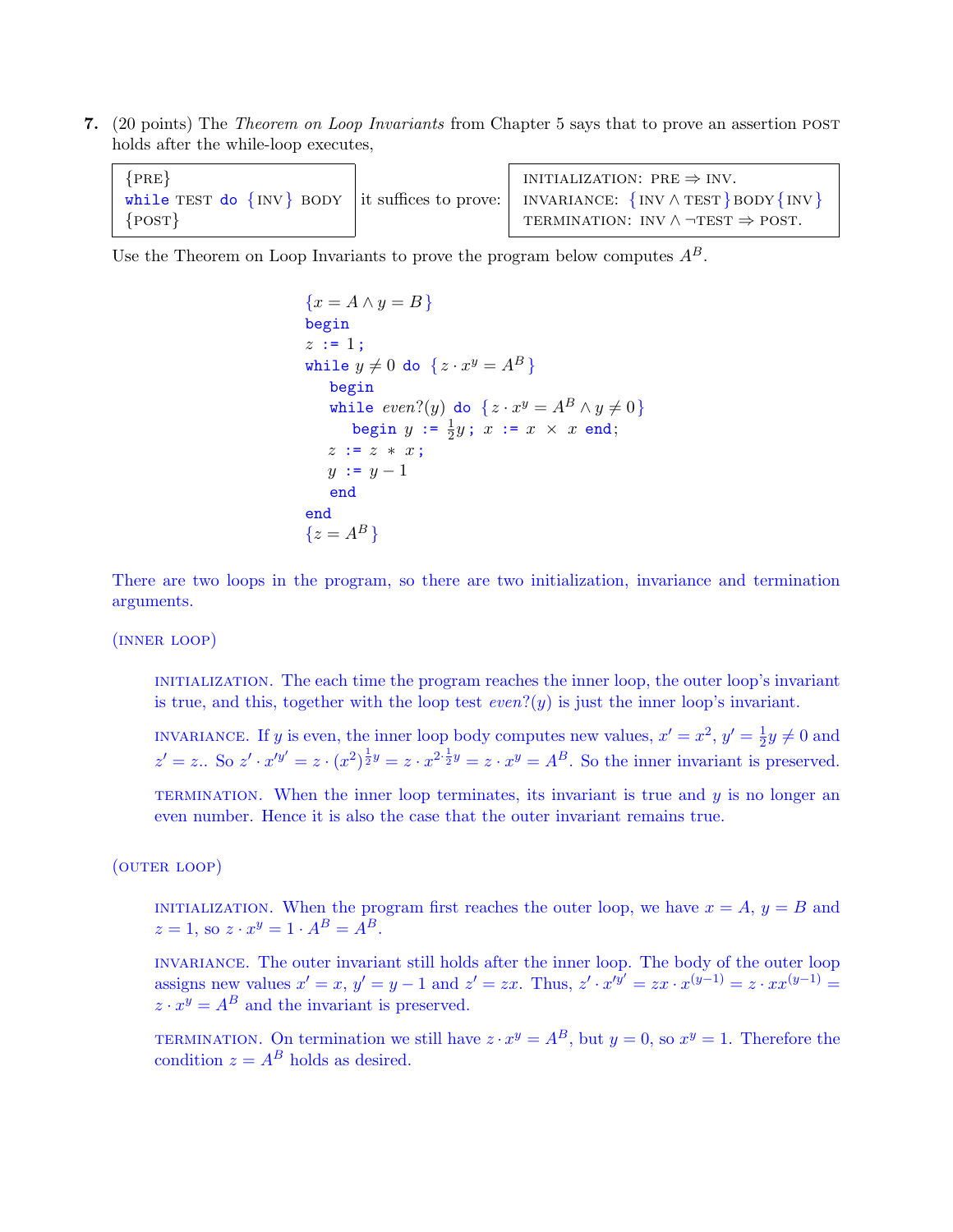**7.** (20 points) The *Theorem on Loop Invariants* from Chapter 5 says that to prove an assertion POST holds after the while-loop executes,

```
{PRE}
while TEST do {INV} BODY
{POST}
```

it suffices to prove:

- INITIALIZATION: PRE $\Rightarrow$ INV.
- INVARIANCE: $\{$INV $\wedge$ TEST$\}$ BODY $\{$INV$\}$
- TERMINATION: INV $\wedge$ $\neg$TEST $\Rightarrow$ POST.

Use the Theorem on Loop Invariants to prove the program below computes $A^B$.

```
{x = A ∧ y = B}
begin
z := 1;
while y ≠ 0 do {z · x^y = A^B}
   begin
   while even?(y) do {z · x^y = A^B ∧ y ≠ 0}
      begin y := (1/2)y; x := x × x end;
   z := z * x;
   y := y − 1
   end
end
{z = A^B}
```

There are two loops in the program, so there are two initialization, invariance and termination arguments.

(INNER LOOP)

INITIALIZATION. The each time the program reaches the inner loop, the outer loop's invariant is true, and this, together with the loop test *even*?($y$) is just the inner loop's invariant.

INVARIANCE. If $y$ is even, the inner loop body computes new values, $x' = x^2$, $y' = \frac{1}{2}y \neq 0$ and $z' = z$.. So $z' \cdot x'^{y'} = z \cdot (x^2)^{\frac{1}{2}y} = z \cdot x^{2 \cdot \frac{1}{2}y} = z \cdot x^y = A^B$. So the inner invariant is preserved.

TERMINATION. When the inner loop terminates, its invariant is true and $y$ is no longer an even number. Hence it is also the case that the outer invariant remains true.

(OUTER LOOP)

INITIALIZATION. When the program first reaches the outer loop, we have $x = A$, $y = B$ and $z = 1$, so $z \cdot x^y = 1 \cdot A^B = A^B$.

INVARIANCE. The outer invariant still holds after the inner loop. The body of the outer loop assigns new values $x' = x$, $y' = y - 1$ and $z' = zx$. Thus, $z' \cdot x'^{y'} = zx \cdot x^{(y-1)} = z \cdot xx^{(y-1)} = z \cdot x^y = A^B$ and the invariant is preserved.

TERMINATION. On termination we still have $z \cdot x^y = A^B$, but $y = 0$, so $x^y = 1$. Therefore the condition $z = A^B$ holds as desired.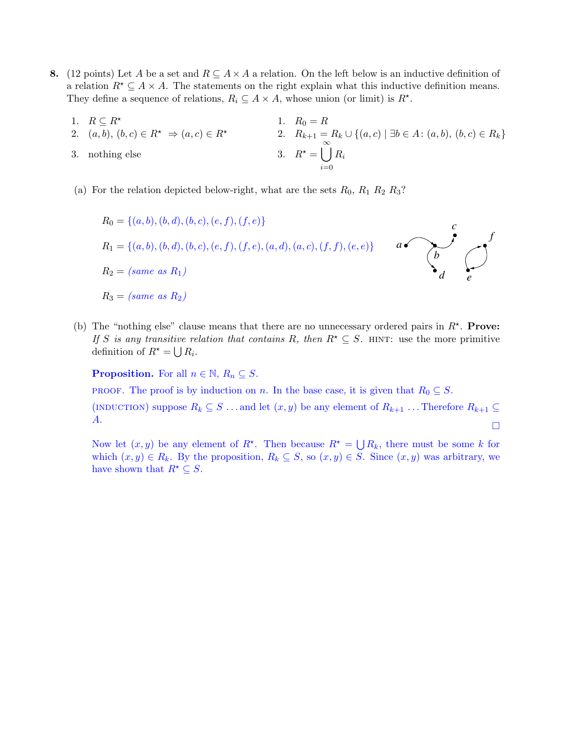**8.** (12 points) Let $A$ be a set and $R \subseteq A \times A$ a relation. On the left below is an inductive definition of a relation $R^\star \subseteq A \times A$. The statements on the right explain what this inductive definition means. They define a sequence of relations, $R_i \subseteq A \times A$, whose union (or limit) is $R^\star$.

| | |
|---|---|
| 1. $R \subseteq R^\star$ | 1. $R_0 = R$ |
| 2. $(a, b),\ (b, c) \in R^\star \ \Rightarrow (a, c) \in R^\star$ | 2. $R_{k+1} = R_k \cup \{(a, c) \mid \exists b \in A \colon (a, b),\ (b, c) \in R_k\}$ |
| 3. nothing else | 3. $R^\star = \bigcup_{i=0}^{\infty} R_i$ |

(a) For the relation depicted below-right, what are the sets $R_0$, $R_1$ $R_2$ $R_3$?

$R_0 = \{(a, b), (b, d), (b, c), (e, f), (f, e)\}$

$R_1 = \{(a, b), (b, d), (b, c), (e, f), (f, e), (a, d), (a, c), (f, f), (e, e)\}$

$R_2 =$ *(same as $R_1$)*

$R_3 =$ *(same as $R_2$)*

(b) The "nothing else" clause means that there are no unnecessary ordered pairs in $R^\star$. **Prove:** *If $S$ is any transitive relation that contains $R$, then $R^\star \subseteq S$.* HINT: use the more primitive definition of $R^\star = \bigcup R_i$.

**Proposition.** For all $n \in \mathbb{N}$, $R_n \subseteq S$.

PROOF. The proof is by induction on $n$. In the base case, it is given that $R_0 \subseteq S$.

(INDUCTION) suppose $R_k \subseteq S$ ... and let $(x, y)$ be any element of $R_{k+1}$ ... Therefore $R_{k+1} \subseteq A$.

□

Now let $(x, y)$ be any element of $R^\star$. Then because $R^\star = \bigcup R_k$, there must be some $k$ for which $(x, y) \in R_k$. By the proposition, $R_k \subseteq S$, so $(x, y) \in S$. Since $(x, y)$ was arbitrary, we have shown that $R^\star \subseteq S$.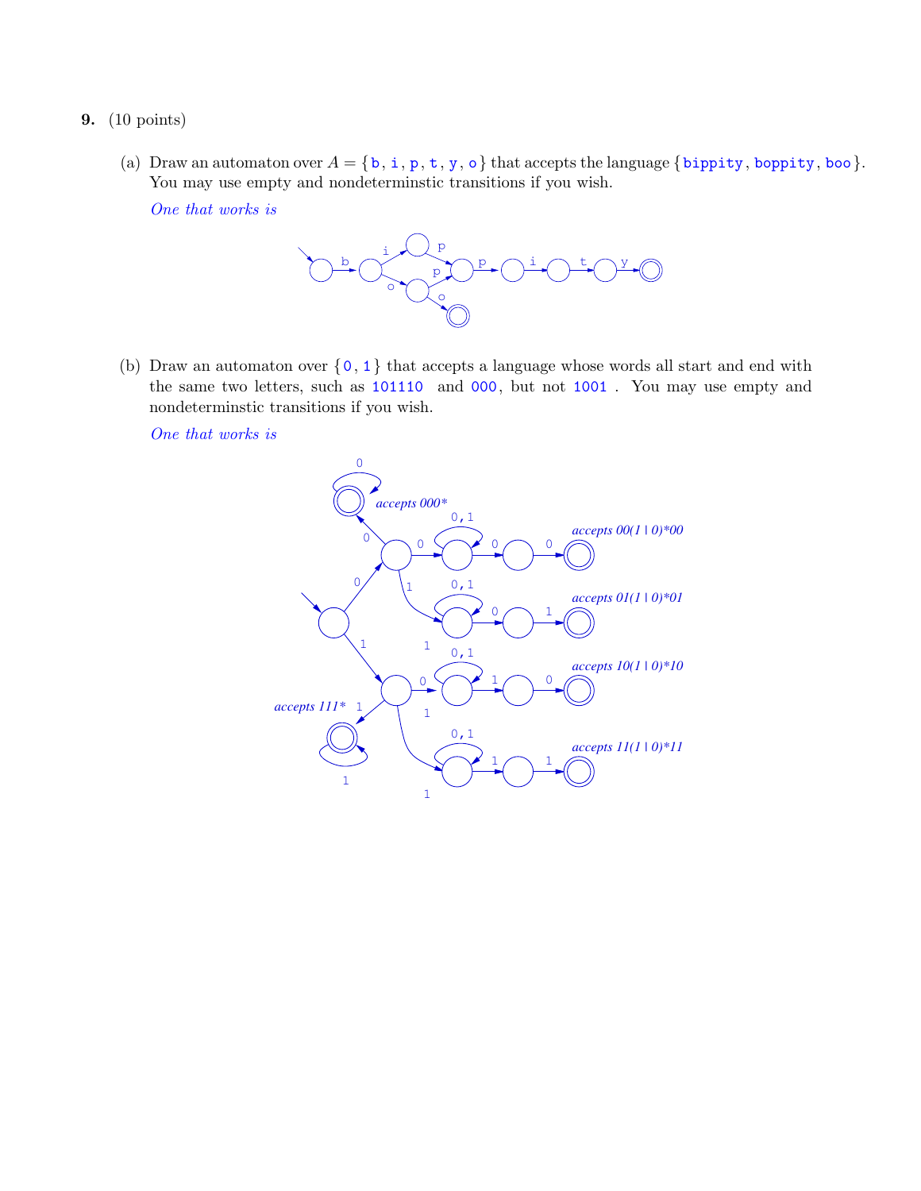**9.** (10 points)

(a) Draw an automaton over $A = \{$b, i, p, t, y, o$\}$ that accepts the language $\{$bippity, boppity, boo$\}$. You may use empty and nondeterminstic transitions if you wish.

*One that works is*

b
i
o
p
p
o
p
i
t
y

(b) Draw an automaton over $\{$0, 1$\}$ that accepts a language whose words all start and end with the same two letters, such as 101110 and 000, but not 1001 . You may use empty and nondeterminstic transitions if you wish.

*One that works is*

0
*accepts 000**
0,1
0
0
0
0
*accepts 00(1 | 0)*00*
0
1
0,1
0
1
*accepts 01(1 | 0)*01*
1
1
0,1
0
1
0
*accepts 10(1 | 0)*10*
*accepts 111** 1
1
0,1
1
1
*accepts 11(1 | 0)*11*
1
1